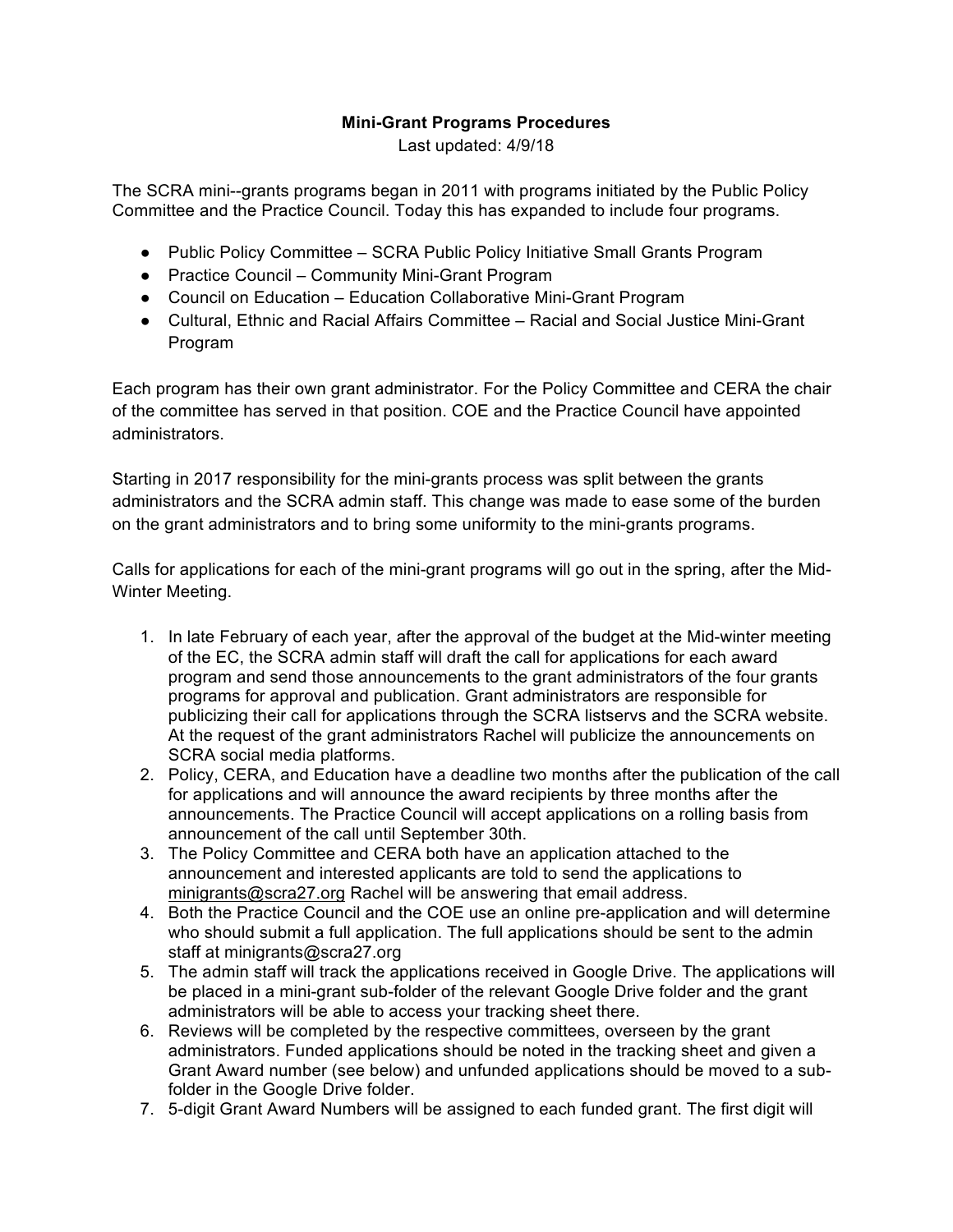**Mini-Grant Programs Procedures**

Last updated: 4/9/18

The SCRA mini--grants programs began in 2011 with programs initiated by the Public Policy Committee and the Practice Council. Today this has expanded to include four programs.

- Public Policy Committee – SCRA Public Policy Initiative Small Grants Program
- Practice Council – Community Mini-Grant Program
- Council on Education – Education Collaborative Mini-Grant Program
- Cultural, Ethnic and Racial Affairs Committee – Racial and Social Justice Mini-Grant Program

Each program has their own grant administrator. For the Policy Committee and CERA the chair of the committee has served in that position. COE and the Practice Council have appointed administrators.

Starting in 2017 responsibility for the mini-grants process was split between the grants administrators and the SCRA admin staff. This change was made to ease some of the burden on the grant administrators and to bring some uniformity to the mini-grants programs.

Calls for applications for each of the mini-grant programs will go out in the spring, after the Mid-Winter Meeting.

1. In late February of each year, after the approval of the budget at the Mid-winter meeting of the EC, the SCRA admin staff will draft the call for applications for each award program and send those announcements to the grant administrators of the four grants programs for approval and publication. Grant administrators are responsible for publicizing their call for applications through the SCRA listservs and the SCRA website. At the request of the grant administrators Rachel will publicize the announcements on SCRA social media platforms.
2. Policy, CERA, and Education have a deadline two months after the publication of the call for applications and will announce the award recipients by three months after the announcements. The Practice Council will accept applications on a rolling basis from announcement of the call until September 30th.
3. The Policy Committee and CERA both have an application attached to the announcement and interested applicants are told to send the applications to minigrants@scra27.org Rachel will be answering that email address.
4. Both the Practice Council and the COE use an online pre-application and will determine who should submit a full application. The full applications should be sent to the admin staff at minigrants@scra27.org
5. The admin staff will track the applications received in Google Drive. The applications will be placed in a mini-grant sub-folder of the relevant Google Drive folder and the grant administrators will be able to access your tracking sheet there.
6. Reviews will be completed by the respective committees, overseen by the grant administrators. Funded applications should be noted in the tracking sheet and given a Grant Award number (see below) and unfunded applications should be moved to a sub-folder in the Google Drive folder.
7. 5-digit Grant Award Numbers will be assigned to each funded grant. The first digit will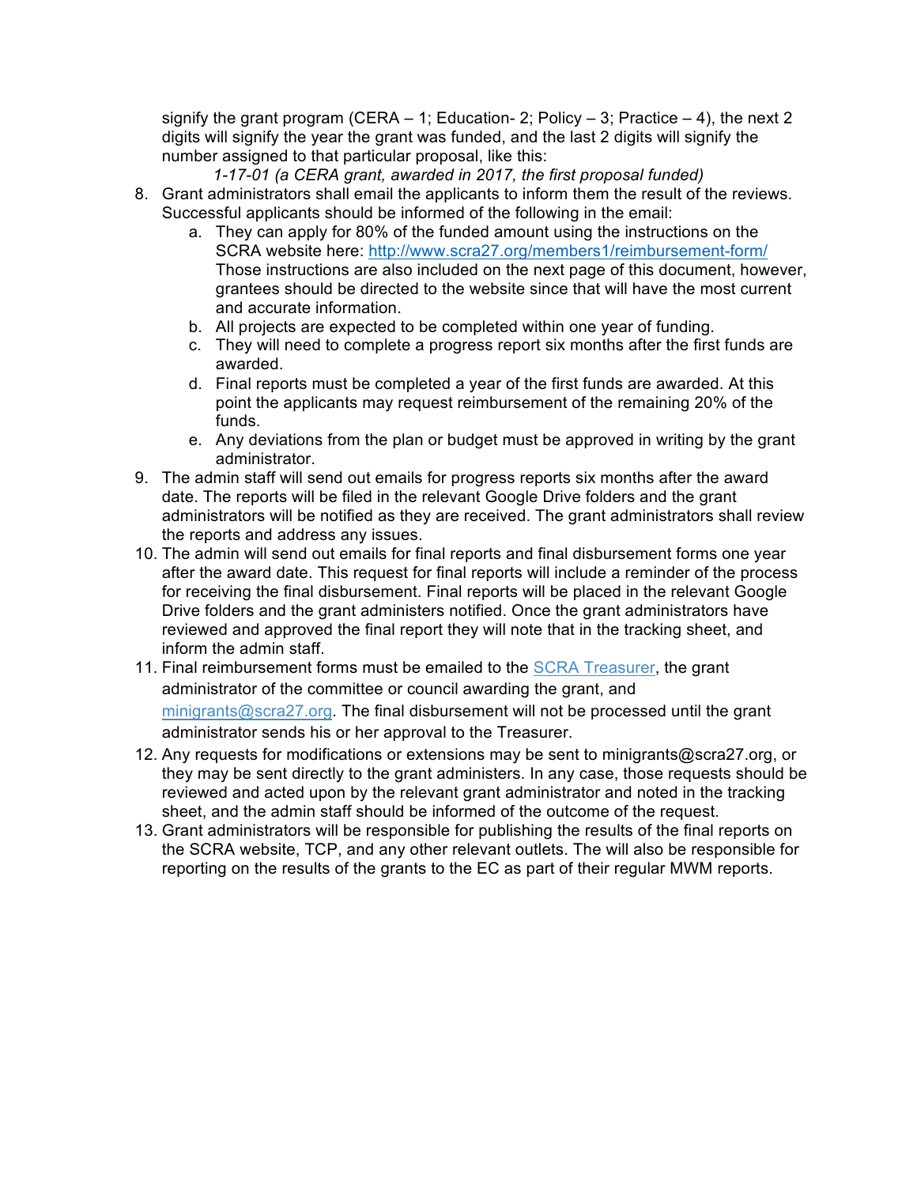signify the grant program (CERA – 1; Education- 2; Policy – 3; Practice – 4), the next 2 digits will signify the year the grant was funded, and the last 2 digits will signify the number assigned to that particular proposal, like this:

*1-17-01 (a CERA grant, awarded in 2017, the first proposal funded)*

8. Grant administrators shall email the applicants to inform them the result of the reviews. Successful applicants should be informed of the following in the email:
   a. They can apply for 80% of the funded amount using the instructions on the SCRA website here: [http://www.scra27.org/members1/reimbursement-form/](http://www.scra27.org/members1/reimbursement-form/) Those instructions are also included on the next page of this document, however, grantees should be directed to the website since that will have the most current and accurate information.
   b. All projects are expected to be completed within one year of funding.
   c. They will need to complete a progress report six months after the first funds are awarded.
   d. Final reports must be completed a year of the first funds are awarded. At this point the applicants may request reimbursement of the remaining 20% of the funds.
   e. Any deviations from the plan or budget must be approved in writing by the grant administrator.
9. The admin staff will send out emails for progress reports six months after the award date. The reports will be filed in the relevant Google Drive folders and the grant administrators will be notified as they are received. The grant administrators shall review the reports and address any issues.
10. The admin will send out emails for final reports and final disbursement forms one year after the award date. This request for final reports will include a reminder of the process for receiving the final disbursement. Final reports will be placed in the relevant Google Drive folders and the grant administers notified. Once the grant administrators have reviewed and approved the final report they will note that in the tracking sheet, and inform the admin staff.
11. Final reimbursement forms must be emailed to the SCRA Treasurer, the grant administrator of the committee or council awarding the grant, and minigrants@scra27.org. The final disbursement will not be processed until the grant administrator sends his or her approval to the Treasurer.
12. Any requests for modifications or extensions may be sent to minigrants@scra27.org, or they may be sent directly to the grant administers. In any case, those requests should be reviewed and acted upon by the relevant grant administrator and noted in the tracking sheet, and the admin staff should be informed of the outcome of the request.
13. Grant administrators will be responsible for publishing the results of the final reports on the SCRA website, TCP, and any other relevant outlets. The will also be responsible for reporting on the results of the grants to the EC as part of their regular MWM reports.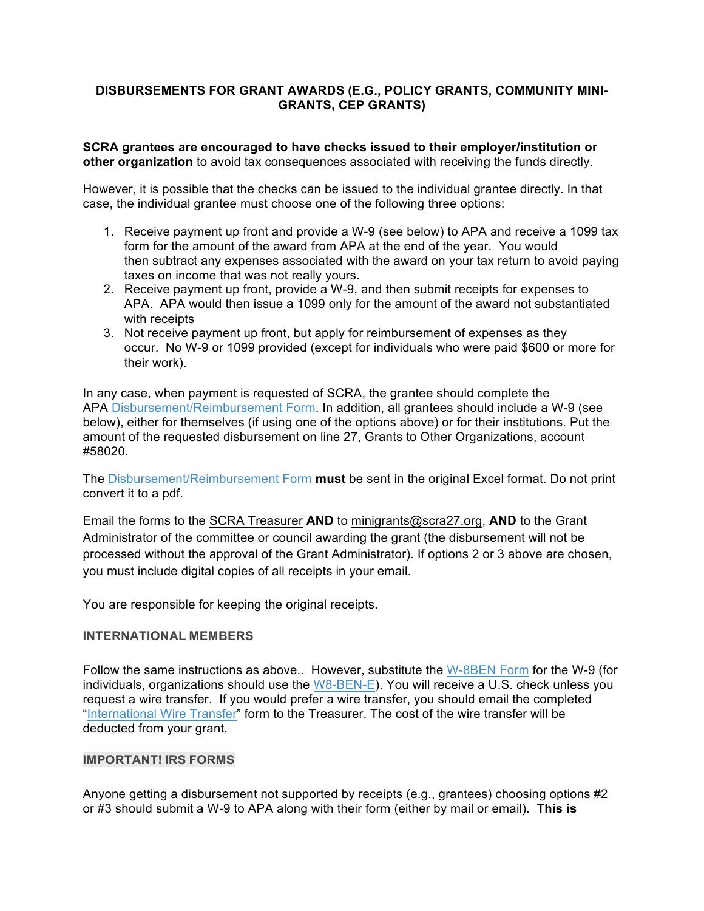## DISBURSEMENTS FOR GRANT AWARDS (E.G., POLICY GRANTS, COMMUNITY MINI-GRANTS, CEP GRANTS)

**SCRA grantees are encouraged to have checks issued to their employer/institution or other organization** to avoid tax consequences associated with receiving the funds directly.

However, it is possible that the checks can be issued to the individual grantee directly. In that case, the individual grantee must choose one of the following three options:

1. Receive payment up front and provide a W-9 (see below) to APA and receive a 1099 tax form for the amount of the award from APA at the end of the year. You would then subtract any expenses associated with the award on your tax return to avoid paying taxes on income that was not really yours.
2. Receive payment up front, provide a W-9, and then submit receipts for expenses to APA. APA would then issue a 1099 only for the amount of the award not substantiated with receipts
3. Not receive payment up front, but apply for reimbursement of expenses as they occur. No W-9 or 1099 provided (except for individuals who were paid $600 or more for their work).

In any case, when payment is requested of SCRA, the grantee should complete the APA Disbursement/Reimbursement Form. In addition, all grantees should include a W-9 (see below), either for themselves (if using one of the options above) or for their institutions. Put the amount of the requested disbursement on line 27, Grants to Other Organizations, account #58020.

The Disbursement/Reimbursement Form **must** be sent in the original Excel format. Do not print convert it to a pdf.

Email the forms to the SCRA Treasurer **AND** to minigrants@scra27.org, **AND** to the Grant Administrator of the committee or council awarding the grant (the disbursement will not be processed without the approval of the Grant Administrator). If options 2 or 3 above are chosen, you must include digital copies of all receipts in your email.

You are responsible for keeping the original receipts.

### INTERNATIONAL MEMBERS

Follow the same instructions as above.. However, substitute the W-8BEN Form for the W-9 (for individuals, organizations should use the W8-BEN-E). You will receive a U.S. check unless you request a wire transfer. If you would prefer a wire transfer, you should email the completed "International Wire Transfer" form to the Treasurer. The cost of the wire transfer will be deducted from your grant.

### IMPORTANT! IRS FORMS

Anyone getting a disbursement not supported by receipts (e.g., grantees) choosing options #2 or #3 should submit a W-9 to APA along with their form (either by mail or email). **This is**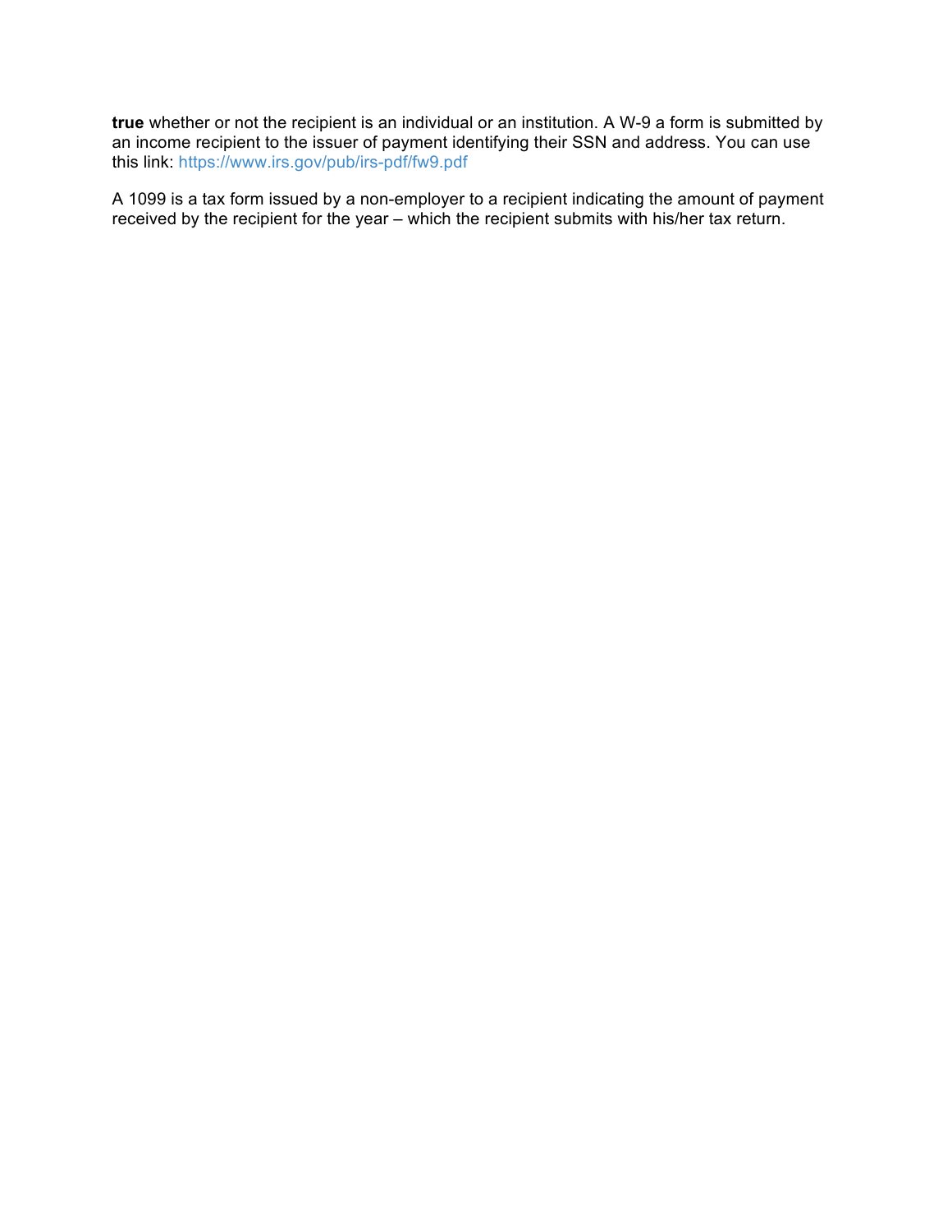**true** whether or not the recipient is an individual or an institution. A W-9 a form is submitted by an income recipient to the issuer of payment identifying their SSN and address. You can use this link: https://www.irs.gov/pub/irs-pdf/fw9.pdf

A 1099 is a tax form issued by a non-employer to a recipient indicating the amount of payment received by the recipient for the year – which the recipient submits with his/her tax return.